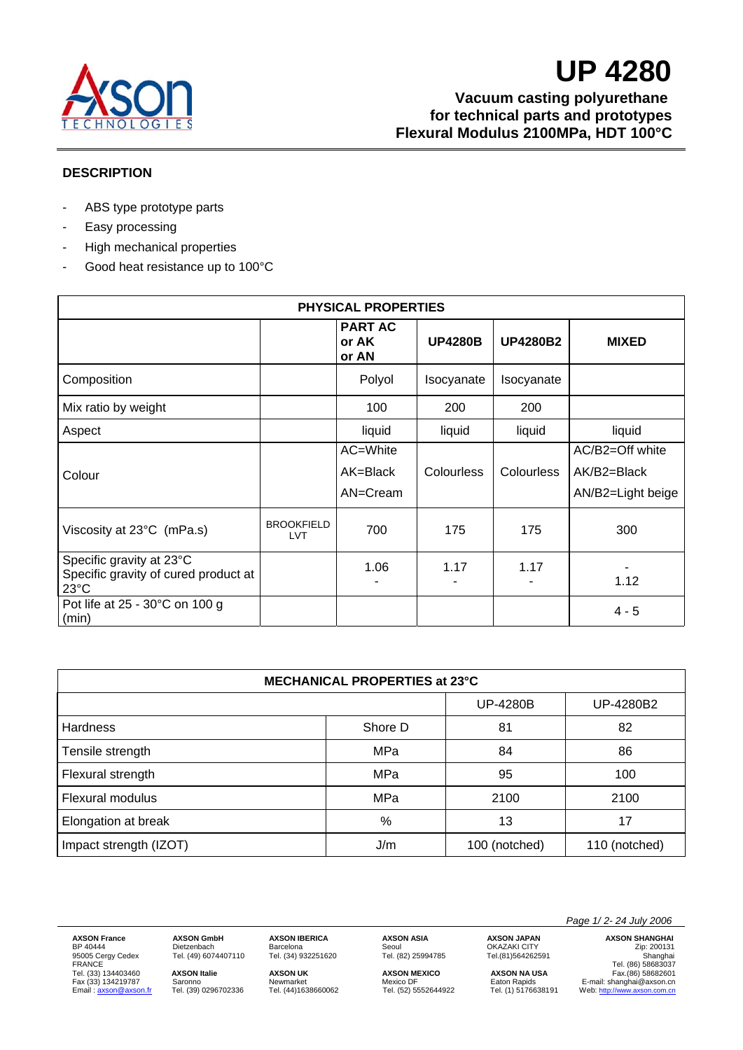# UP 4280

**Vacuum casting polyurethane**
**for technical parts and prototypes**
**Flexural Modulus 2100MPa, HDT 100°C**

## DESCRIPTION

- ABS type prototype parts
- Easy processing
- High mechanical properties
- Good heat resistance up to 100°C

| PHYSICAL PROPERTIES | | | | | |
|---|---|---|---|---|---|
| | | **PART AC or AK or AN** | **UP4280B** | **UP4280B2** | **MIXED** |
| Composition | | Polyol | Isocyanate | Isocyanate | |
| Mix ratio by weight | | 100 | 200 | 200 | |
| Aspect | | liquid | liquid | liquid | liquid |
| Colour | | AC=White<br>AK=Black<br>AN=Cream | Colourless | Colourless | AC/B2=Off white<br>AK/B2=Black<br>AN/B2=Light beige |
| Viscosity at 23°C (mPa.s) | BROOKFIELD LVT | 700 | 175 | 175 | 300 |
| Specific gravity at 23°C<br>Specific gravity of cured product at 23°C | | 1.06<br>- | 1.17<br>- | 1.17<br>- | -<br>1.12 |
| Pot life at 25 - 30°C on 100 g (min) | | | | | 4 - 5 |

| MECHANICAL PROPERTIES at 23°C | | | |
|---|---|---|---|
| | | UP-4280B | UP-4280B2 |
| Hardness | Shore D | 81 | 82 |
| Tensile strength | MPa | 84 | 86 |
| Flexural strength | MPa | 95 | 100 |
| Flexural modulus | MPa | 2100 | 2100 |
| Elongation at break | % | 13 | 17 |
| Impact strength (IZOT) | J/m | 100 (notched) | 110 (notched) |

*Page 1/ 2- 24 July 2006*

**AXSON France** BP 40444 95005 Cergy Cedex FRANCE Tel. (33) 134403460 Fax (33) 134219787 Email : axson@axson.fr
**AXSON GmbH** Dietzenbach Tel. (49) 6074407110
**AXSON Italie** Saronno Tel. (39) 0296702336
**AXSON IBERICA** Barcelona Tel. (34) 932251620
**AXSON UK** Newmarket Tel. (44)1638660062
**AXSON ASIA** Seoul Tel. (82) 25994785
**AXSON MEXICO** Mexico DF Tel. (52) 5552644922
**AXSON JAPAN** OKAZAKI CITY Tel.(81)564262591
**AXSON NA USA** Eaton Rapids Tel. (1) 5176638191
**AXSON SHANGHAI** Zip: 200131 Shanghai Tel. (86) 58683037 Fax.(86) 58682601 E-mail: shanghai@axson.cn Web: http://www.axson.com.cn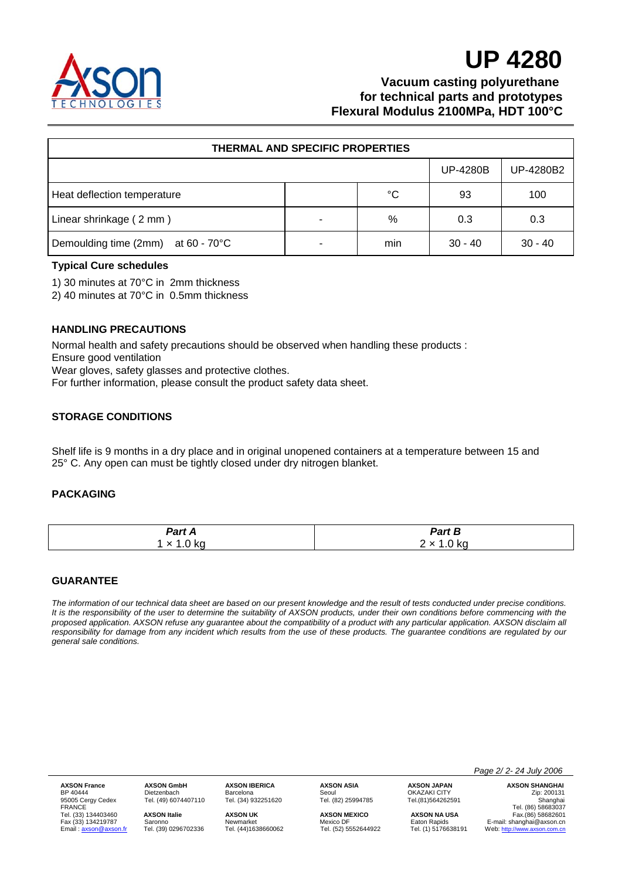# UP 4280

**Vacuum casting polyurethane for technical parts and prototypes Flexural Modulus 2100MPa, HDT 100°C**

| THERMAL AND SPECIFIC PROPERTIES | | | | |
|---|---|---|---|---|
| | | | UP-4280B | UP-4280B2 |
| Heat deflection temperature | | °C | 93 | 100 |
| Linear shrinkage ( 2 mm ) | - | % | 0.3 | 0.3 |
| Demoulding time (2mm) at 60 - 70°C | - | min | 30 - 40 | 30 - 40 |

**Typical Cure schedules**

1) 30 minutes at 70°C in 2mm thickness
2) 40 minutes at 70°C in 0.5mm thickness

## HANDLING PRECAUTIONS

Normal health and safety precautions should be observed when handling these products :
Ensure good ventilation
Wear gloves, safety glasses and protective clothes.
For further information, please consult the product safety data sheet.

## STORAGE CONDITIONS

Shelf life is 9 months in a dry place and in original unopened containers at a temperature between 15 and 25° C. Any open can must be tightly closed under dry nitrogen blanket.

## PACKAGING

| *Part A* | *Part B* |
|---|---|
| 1 × 1.0 kg | 2 × 1.0 kg |

## GUARANTEE

*The information of our technical data sheet are based on our present knowledge and the result of tests conducted under precise conditions. It is the responsibility of the user to determine the suitability of AXSON products, under their own conditions before commencing with the proposed application. AXSON refuse any guarantee about the compatibility of a product with any particular application. AXSON disclaim all responsibility for damage from any incident which results from the use of these products. The guarantee conditions are regulated by our general sale conditions.*

**AXSON France**
BP 40444
95005 Cergy Cedex
FRANCE
Tel. (33) 134403460
Fax (33) 134219787
Email : axson@axson.fr

**AXSON GmbH**
Dietzenbach
Tel. (49) 6074407110

**AXSON Italie**
Saronno
Tel. (39) 0296702336

**AXSON IBERICA**
Barcelona
Tel. (34) 932251620

**AXSON UK**
Newmarket
Tel. (44)1638660062

**AXSON ASIA**
Seoul
Tel. (82) 25994785

**AXSON MEXICO**
Mexico DF
Tel. (52) 5552644922

**AXSON JAPAN**
OKAZAKI CITY
Tel.(81)564262591

**AXSON NA USA**
Eaton Rapids
Tel. (1) 5176638191

**AXSON SHANGHAI**
Zip: 200131
Shanghai
Tel. (86) 58683037
Fax.(86) 58682601
E-mail: shanghai@axson.cn
Web: http://www.axson.com.cn